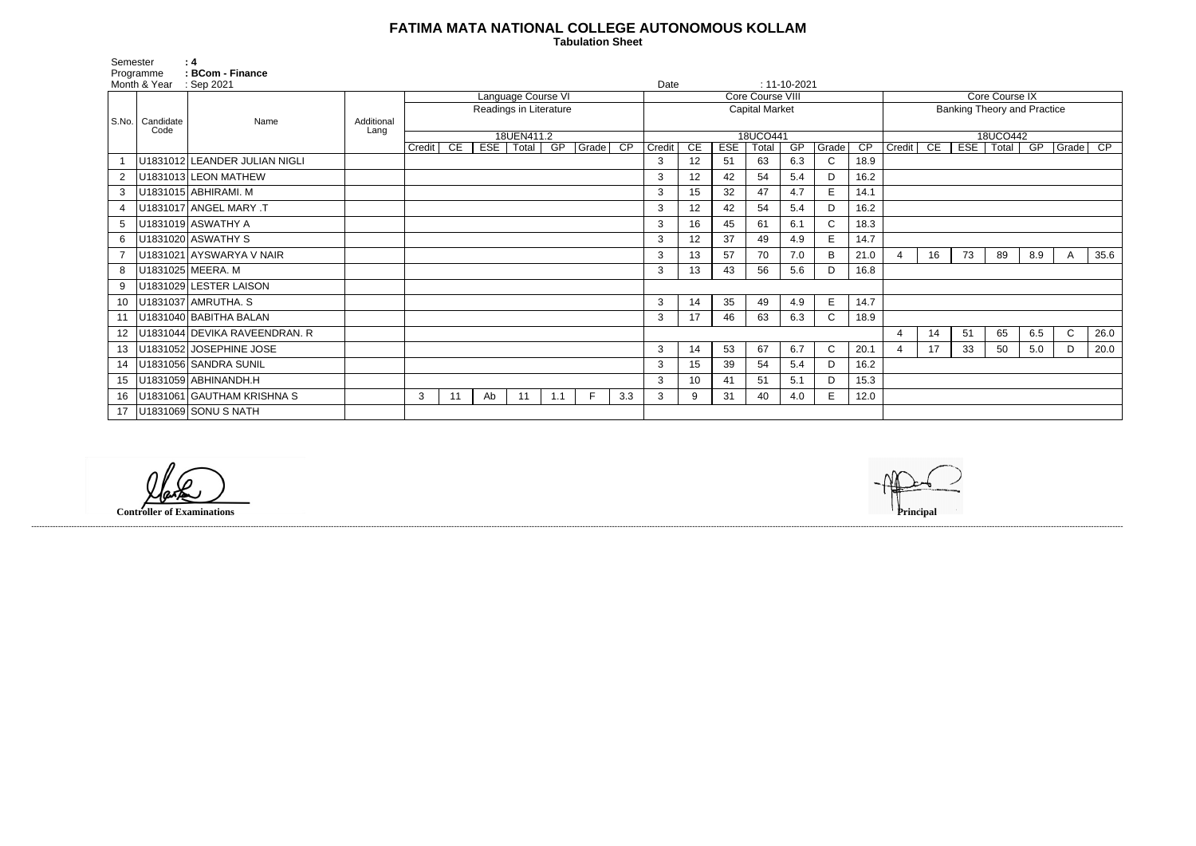# FATIMA MATA NATIONAL COLLEGE AUTONOMOUS KOLLAM

**Tabulation Sheet**

Semester : 4
Programme : BCom - Finance
Month & Year : Sep 2021
Date : 11-10-2021

| S.No. | Candidate Code | Name | Additional Lang | Language Course VI | | | | | | | Core Course VIII | | | | | | | Core Course IX | | | | | | |
|---|---|---|---|---|---|---|---|---|---|---|---|---|---|---|---|---|---|---|---|---|---|---|---|---|
| | | | | Readings in Literature | | | | | | | Capital Market | | | | | | | Banking Theory and Practice | | | | | | |
| | | | | 18UEN411.2 | | | | | | | 18UCO441 | | | | | | | 18UCO442 | | | | | | |
| | | | | Credit | CE | ESE | Total | GP | Grade | CP | Credit | CE | ESE | Total | GP | Grade | CP | Credit | CE | ESE | Total | GP | Grade | CP |
| 1 | U1831012 | LEANDER JULIAN NIGLI | | | | | | | | | 3 | 12 | 51 | 63 | 6.3 | C | 18.9 | | | | | | | |
| 2 | U1831013 | LEON MATHEW | | | | | | | | | 3 | 12 | 42 | 54 | 5.4 | D | 16.2 | | | | | | | |
| 3 | U1831015 | ABHIRAMI. M | | | | | | | | | 3 | 15 | 32 | 47 | 4.7 | E | 14.1 | | | | | | | |
| 4 | U1831017 | ANGEL MARY .T | | | | | | | | | 3 | 12 | 42 | 54 | 5.4 | D | 16.2 | | | | | | | |
| 5 | U1831019 | ASWATHY A | | | | | | | | | 3 | 16 | 45 | 61 | 6.1 | C | 18.3 | | | | | | | |
| 6 | U1831020 | ASWATHY S | | | | | | | | | 3 | 12 | 37 | 49 | 4.9 | E | 14.7 | | | | | | | |
| 7 | U1831021 | AYSWARYA V NAIR | | | | | | | | | 3 | 13 | 57 | 70 | 7.0 | B | 21.0 | 4 | 16 | 73 | 89 | 8.9 | A | 35.6 |
| 8 | U1831025 | MEERA. M | | | | | | | | | 3 | 13 | 43 | 56 | 5.6 | D | 16.8 | | | | | | | |
| 9 | U1831029 | LESTER LAISON | | | | | | | | | | | | | | | | | | | | | | |
| 10 | U1831037 | AMRUTHA. S | | | | | | | | | 3 | 14 | 35 | 49 | 4.9 | E | 14.7 | | | | | | | |
| 11 | U1831040 | BABITHA BALAN | | | | | | | | | 3 | 17 | 46 | 63 | 6.3 | C | 18.9 | | | | | | | |
| 12 | U1831044 | DEVIKA RAVEENDRAN. R | | | | | | | | | | | | | | | | 4 | 14 | 51 | 65 | 6.5 | C | 26.0 |
| 13 | U1831052 | JOSEPHINE JOSE | | | | | | | | | 3 | 14 | 53 | 67 | 6.7 | C | 20.1 | 4 | 17 | 33 | 50 | 5.0 | D | 20.0 |
| 14 | U1831056 | SANDRA SUNIL | | | | | | | | | 3 | 15 | 39 | 54 | 5.4 | D | 16.2 | | | | | | | |
| 15 | U1831059 | ABHINANDH.H | | | | | | | | | 3 | 10 | 41 | 51 | 5.1 | D | 15.3 | | | | | | | |
| 16 | U1831061 | GAUTHAM KRISHNA S | | 3 | 11 | Ab | 11 | 1.1 | F | 3.3 | 3 | 9 | 31 | 40 | 4.0 | E | 12.0 | | | | | | | |
| 17 | U1831069 | SONU S NATH | | | | | | | | | | | | | | | | | | | | | | |

**Controller of Examinations**

**Principal**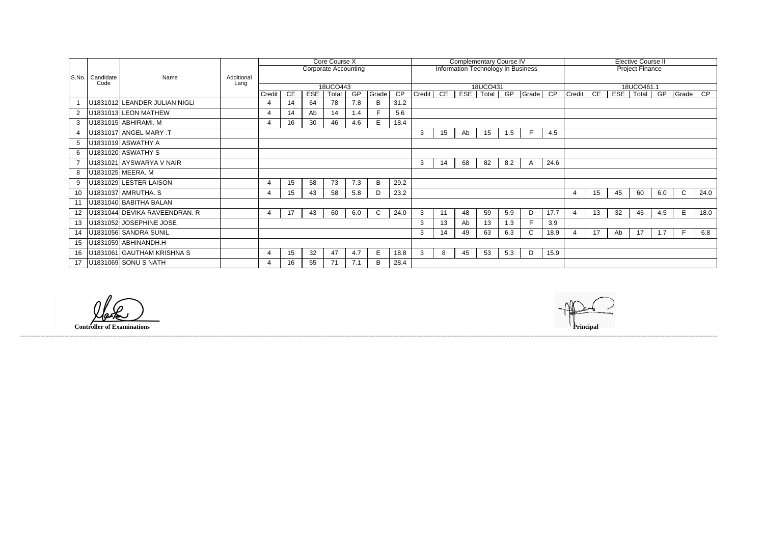| S.No. | Candidate Code | Name | Additional Lang | Core Course X | | | | | | | Complementary Course IV | | | | | | | Elective Course II | | | | | | |
|---|---|---|---|---|---|---|---|---|---|---|---|---|---|---|---|---|---|---|---|---|---|---|---|---|
| | | | | Corporate Accounting | | | | | | | Information Technology in Business | | | | | | | Project Finance | | | | | | |
| | | | | 18UCO443 | | | | | | | 18UCO431 | | | | | | | 18UCO461.1 | | | | | | |
| | | | | Credit | CE | ESE | Total | GP | Grade | CP | Credit | CE | ESE | Total | GP | Grade | CP | Credit | CE | ESE | Total | GP | Grade | CP |
| 1 | U1831012 | LEANDER JULIAN NIGLI | | 4 | 14 | 64 | 78 | 7.8 | B | 31.2 | | | | | | | | | | | | | | |
| 2 | U1831013 | LEON MATHEW | | 4 | 14 | Ab | 14 | 1.4 | F | 5.6 | | | | | | | | | | | | | | |
| 3 | U1831015 | ABHIRAMI. M | | 4 | 16 | 30 | 46 | 4.6 | E | 18.4 | | | | | | | | | | | | | | |
| 4 | U1831017 | ANGEL MARY .T | | | | | | | | | 3 | 15 | Ab | 15 | 1.5 | F | 4.5 | | | | | | | |
| 5 | U1831019 | ASWATHY A | | | | | | | | | | | | | | | | | | | | | | |
| 6 | U1831020 | ASWATHY S | | | | | | | | | | | | | | | | | | | | | | |
| 7 | U1831021 | AYSWARYA V NAIR | | | | | | | | | 3 | 14 | 68 | 82 | 8.2 | A | 24.6 | | | | | | | |
| 8 | U1831025 | MEERA. M | | | | | | | | | | | | | | | | | | | | | | |
| 9 | U1831029 | LESTER LAISON | | 4 | 15 | 58 | 73 | 7.3 | B | 29.2 | | | | | | | | | | | | | | |
| 10 | U1831037 | AMRUTHA. S | | 4 | 15 | 43 | 58 | 5.8 | D | 23.2 | | | | | | | | 4 | 15 | 45 | 60 | 6.0 | C | 24.0 |
| 11 | U1831040 | BABITHA BALAN | | | | | | | | | | | | | | | | | | | | | | |
| 12 | U1831044 | DEVIKA RAVEENDRAN. R | | 4 | 17 | 43 | 60 | 6.0 | C | 24.0 | 3 | 11 | 48 | 59 | 5.9 | D | 17.7 | 4 | 13 | 32 | 45 | 4.5 | E | 18.0 |
| 13 | U1831052 | JOSEPHINE JOSE | | | | | | | | | 3 | 13 | Ab | 13 | 1.3 | F | 3.9 | | | | | | | |
| 14 | U1831056 | SANDRA SUNIL | | | | | | | | | 3 | 14 | 49 | 63 | 6.3 | C | 18.9 | 4 | 17 | Ab | 17 | 1.7 | F | 6.8 |
| 15 | U1831059 | ABHINANDH.H | | | | | | | | | | | | | | | | | | | | | | |
| 16 | U1831061 | GAUTHAM KRISHNA S | | 4 | 15 | 32 | 47 | 4.7 | E | 18.8 | 3 | 8 | 45 | 53 | 5.3 | D | 15.9 | | | | | | | |
| 17 | U1831069 | SONU S NATH | | 4 | 16 | 55 | 71 | 7.1 | B | 28.4 | | | | | | | | | | | | | | |

**Controller of Examinations**

**Principal**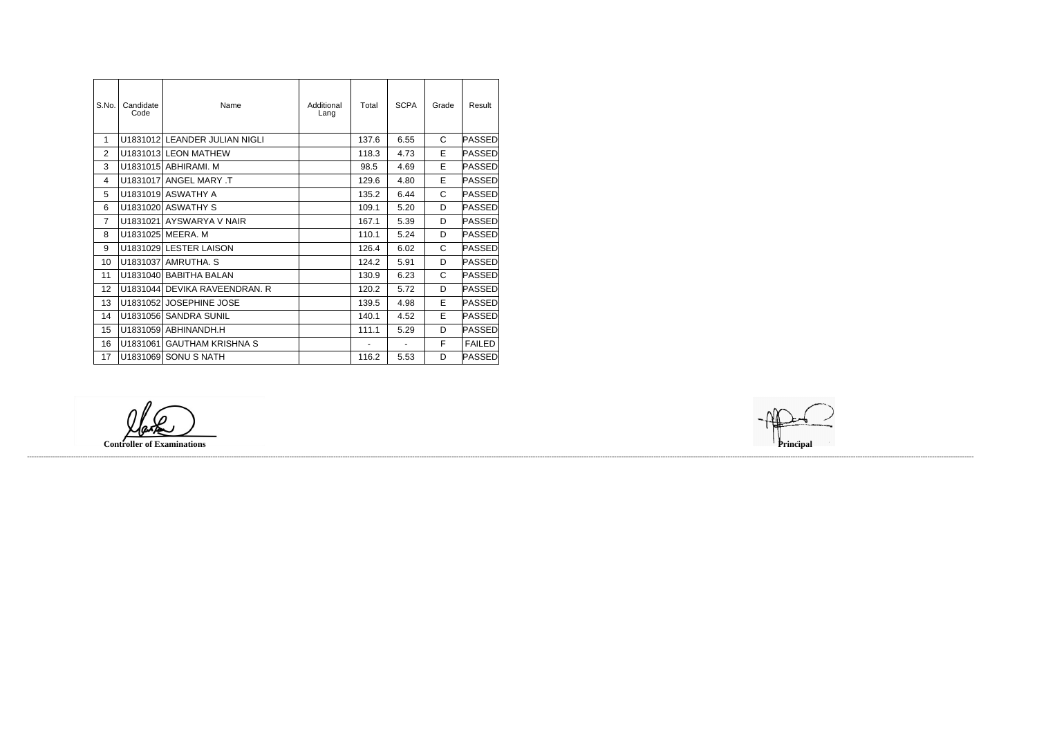| S.No. | Candidate Code | Name | Additional Lang | Total | SCPA | Grade | Result |
|---|---|---|---|---|---|---|---|
| 1 | U1831012 | LEANDER JULIAN NIGLI | | 137.6 | 6.55 | C | PASSED |
| 2 | U1831013 | LEON MATHEW | | 118.3 | 4.73 | E | PASSED |
| 3 | U1831015 | ABHIRAMI. M | | 98.5 | 4.69 | E | PASSED |
| 4 | U1831017 | ANGEL MARY .T | | 129.6 | 4.80 | E | PASSED |
| 5 | U1831019 | ASWATHY A | | 135.2 | 6.44 | C | PASSED |
| 6 | U1831020 | ASWATHY S | | 109.1 | 5.20 | D | PASSED |
| 7 | U1831021 | AYSWARYA V NAIR | | 167.1 | 5.39 | D | PASSED |
| 8 | U1831025 | MEERA. M | | 110.1 | 5.24 | D | PASSED |
| 9 | U1831029 | LESTER LAISON | | 126.4 | 6.02 | C | PASSED |
| 10 | U1831037 | AMRUTHA. S | | 124.2 | 5.91 | D | PASSED |
| 11 | U1831040 | BABITHA BALAN | | 130.9 | 6.23 | C | PASSED |
| 12 | U1831044 | DEVIKA RAVEENDRAN. R | | 120.2 | 5.72 | D | PASSED |
| 13 | U1831052 | JOSEPHINE JOSE | | 139.5 | 4.98 | E | PASSED |
| 14 | U1831056 | SANDRA SUNIL | | 140.1 | 4.52 | E | PASSED |
| 15 | U1831059 | ABHINANDH.H | | 111.1 | 5.29 | D | PASSED |
| 16 | U1831061 | GAUTHAM KRISHNA S | | - | - | F | FAILED |
| 17 | U1831069 | SONU S NATH | | 116.2 | 5.53 | D | PASSED |

**Controller of Examinations**

**Principal**